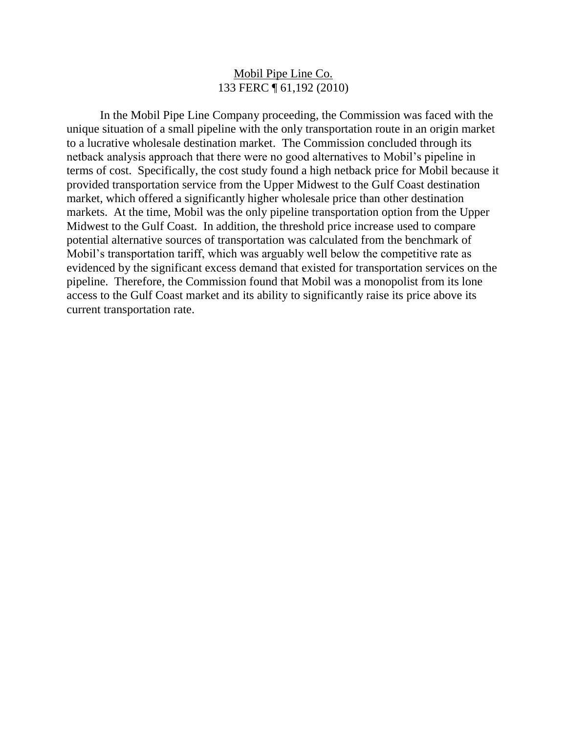<u>Mobil Pipe Line Co.</u>
133 FERC ¶ 61,192 (2010)

In the Mobil Pipe Line Company proceeding, the Commission was faced with the unique situation of a small pipeline with the only transportation route in an origin market to a lucrative wholesale destination market. The Commission concluded through its netback analysis approach that there were no good alternatives to Mobil's pipeline in terms of cost. Specifically, the cost study found a high netback price for Mobil because it provided transportation service from the Upper Midwest to the Gulf Coast destination market, which offered a significantly higher wholesale price than other destination markets. At the time, Mobil was the only pipeline transportation option from the Upper Midwest to the Gulf Coast. In addition, the threshold price increase used to compare potential alternative sources of transportation was calculated from the benchmark of Mobil's transportation tariff, which was arguably well below the competitive rate as evidenced by the significant excess demand that existed for transportation services on the pipeline. Therefore, the Commission found that Mobil was a monopolist from its lone access to the Gulf Coast market and its ability to significantly raise its price above its current transportation rate.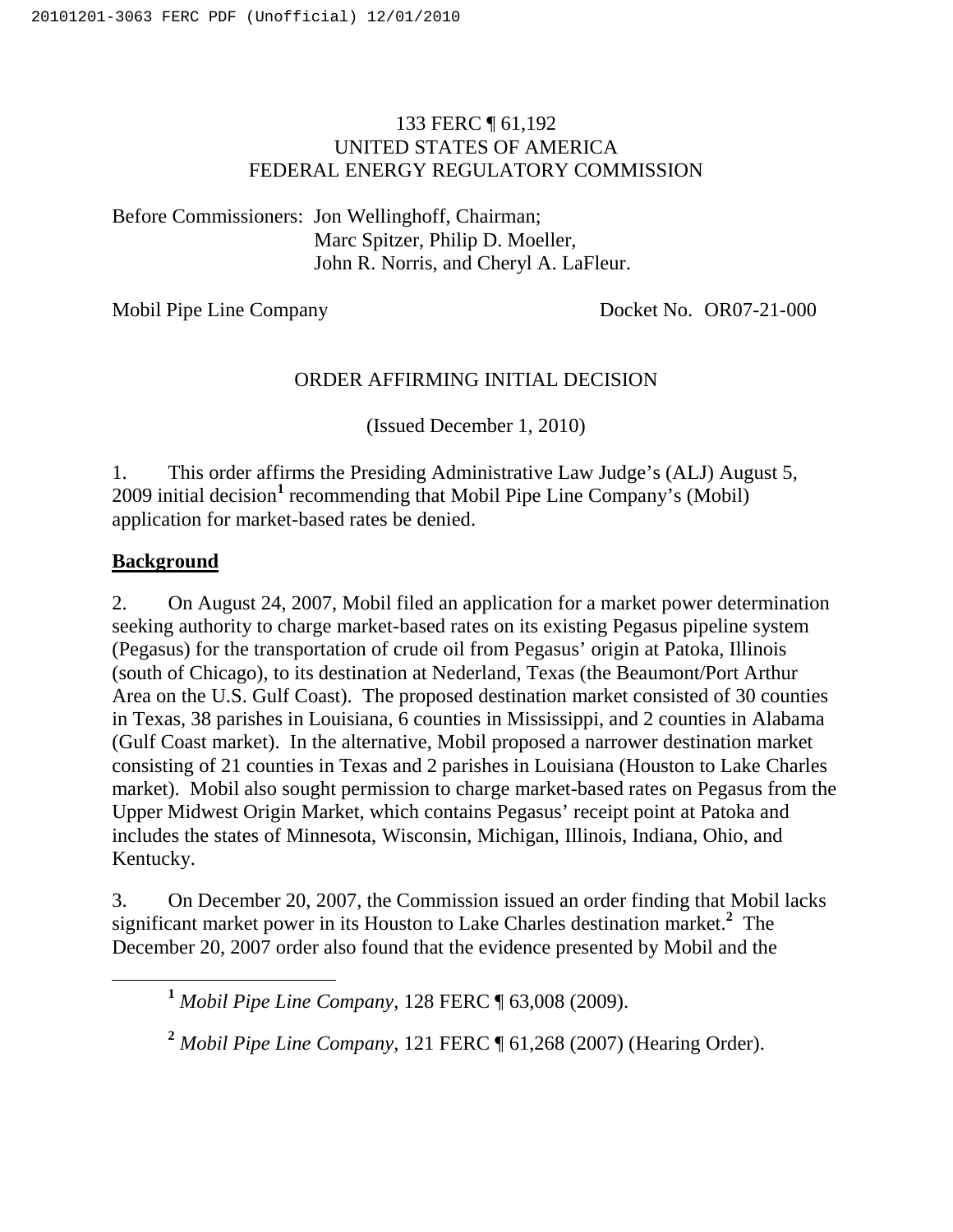133 FERC ¶ 61,192
UNITED STATES OF AMERICA
FEDERAL ENERGY REGULATORY COMMISSION

Before Commissioners: Jon Wellinghoff, Chairman;
Marc Spitzer, Philip D. Moeller,
John R. Norris, and Cheryl A. LaFleur.

Mobil Pipe Line Company Docket No. OR07-21-000

ORDER AFFIRMING INITIAL DECISION

(Issued December 1, 2010)

1. This order affirms the Presiding Administrative Law Judge's (ALJ) August 5, 2009 initial decision[1] recommending that Mobil Pipe Line Company's (Mobil) application for market-based rates be denied.

**Background**

2. On August 24, 2007, Mobil filed an application for a market power determination seeking authority to charge market-based rates on its existing Pegasus pipeline system (Pegasus) for the transportation of crude oil from Pegasus' origin at Patoka, Illinois (south of Chicago), to its destination at Nederland, Texas (the Beaumont/Port Arthur Area on the U.S. Gulf Coast). The proposed destination market consisted of 30 counties in Texas, 38 parishes in Louisiana, 6 counties in Mississippi, and 2 counties in Alabama (Gulf Coast market). In the alternative, Mobil proposed a narrower destination market consisting of 21 counties in Texas and 2 parishes in Louisiana (Houston to Lake Charles market). Mobil also sought permission to charge market-based rates on Pegasus from the Upper Midwest Origin Market, which contains Pegasus' receipt point at Patoka and includes the states of Minnesota, Wisconsin, Michigan, Illinois, Indiana, Ohio, and Kentucky.

3. On December 20, 2007, the Commission issued an order finding that Mobil lacks significant market power in its Houston to Lake Charles destination market.[2] The December 20, 2007 order also found that the evidence presented by Mobil and the

[1] *Mobil Pipe Line Company*, 128 FERC ¶ 63,008 (2009).

[2] *Mobil Pipe Line Company*, 121 FERC ¶ 61,268 (2007) (Hearing Order).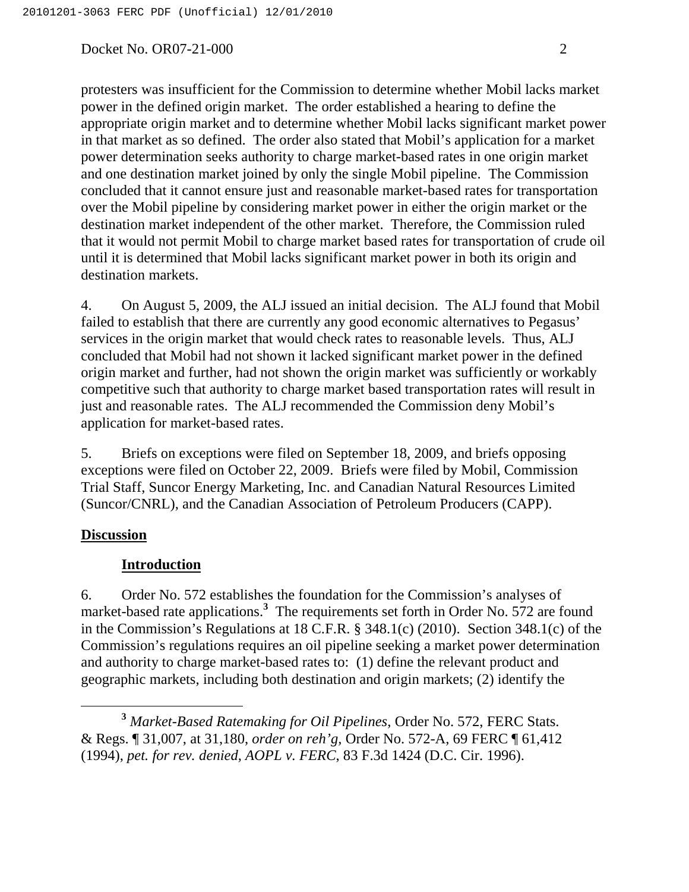protesters was insufficient for the Commission to determine whether Mobil lacks market power in the defined origin market. The order established a hearing to define the appropriate origin market and to determine whether Mobil lacks significant market power in that market as so defined. The order also stated that Mobil's application for a market power determination seeks authority to charge market-based rates in one origin market and one destination market joined by only the single Mobil pipeline. The Commission concluded that it cannot ensure just and reasonable market-based rates for transportation over the Mobil pipeline by considering market power in either the origin market or the destination market independent of the other market. Therefore, the Commission ruled that it would not permit Mobil to charge market based rates for transportation of crude oil until it is determined that Mobil lacks significant market power in both its origin and destination markets.

4. On August 5, 2009, the ALJ issued an initial decision. The ALJ found that Mobil failed to establish that there are currently any good economic alternatives to Pegasus' services in the origin market that would check rates to reasonable levels. Thus, ALJ concluded that Mobil had not shown it lacked significant market power in the defined origin market and further, had not shown the origin market was sufficiently or workably competitive such that authority to charge market based transportation rates will result in just and reasonable rates. The ALJ recommended the Commission deny Mobil's application for market-based rates.

5. Briefs on exceptions were filed on September 18, 2009, and briefs opposing exceptions were filed on October 22, 2009. Briefs were filed by Mobil, Commission Trial Staff, Suncor Energy Marketing, Inc. and Canadian Natural Resources Limited (Suncor/CNRL), and the Canadian Association of Petroleum Producers (CAPP).

## Discussion

### Introduction

6. Order No. 572 establishes the foundation for the Commission's analyses of market-based rate applications.[3] The requirements set forth in Order No. 572 are found in the Commission's Regulations at 18 C.F.R. § 348.1(c) (2010). Section 348.1(c) of the Commission's regulations requires an oil pipeline seeking a market power determination and authority to charge market-based rates to: (1) define the relevant product and geographic markets, including both destination and origin markets; (2) identify the

[3] *Market-Based Ratemaking for Oil Pipelines*, Order No. 572, FERC Stats. & Regs. ¶ 31,007, at 31,180, *order on reh'g*, Order No. 572-A, 69 FERC ¶ 61,412 (1994), *pet. for rev. denied*, *AOPL v. FERC*, 83 F.3d 1424 (D.C. Cir. 1996).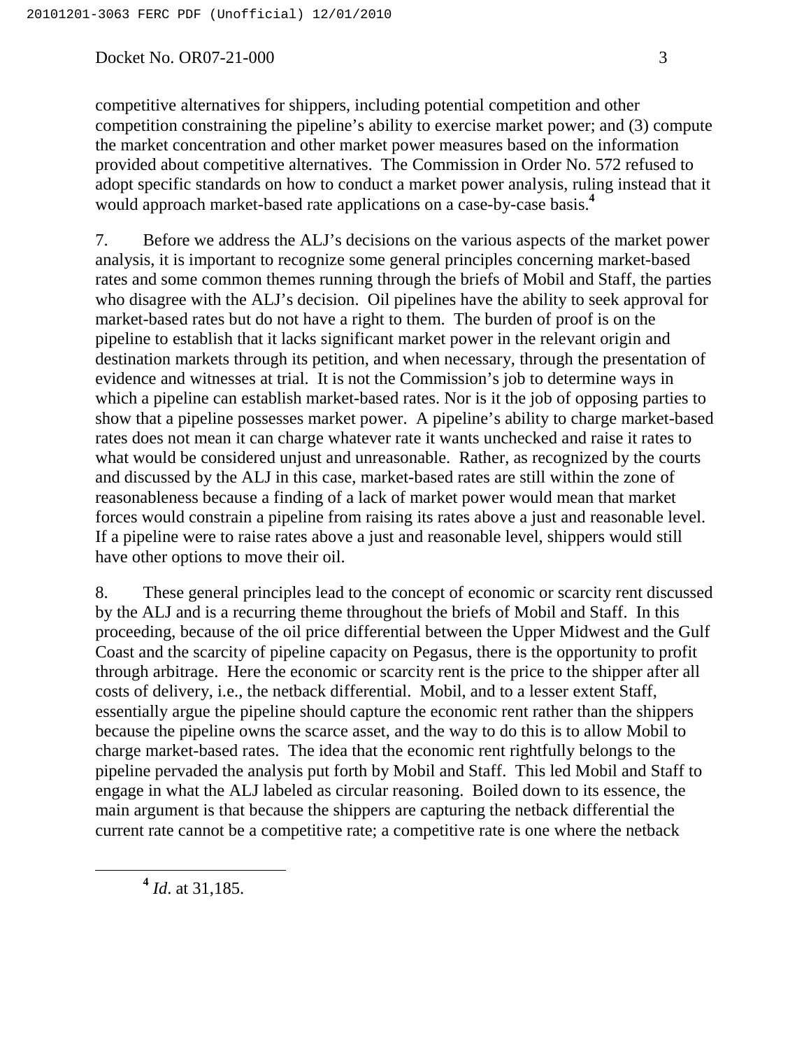competitive alternatives for shippers, including potential competition and other competition constraining the pipeline's ability to exercise market power; and (3) compute the market concentration and other market power measures based on the information provided about competitive alternatives. The Commission in Order No. 572 refused to adopt specific standards on how to conduct a market power analysis, ruling instead that it would approach market-based rate applications on a case-by-case basis.[4]

7. Before we address the ALJ's decisions on the various aspects of the market power analysis, it is important to recognize some general principles concerning market-based rates and some common themes running through the briefs of Mobil and Staff, the parties who disagree with the ALJ's decision. Oil pipelines have the ability to seek approval for market-based rates but do not have a right to them. The burden of proof is on the pipeline to establish that it lacks significant market power in the relevant origin and destination markets through its petition, and when necessary, through the presentation of evidence and witnesses at trial. It is not the Commission's job to determine ways in which a pipeline can establish market-based rates. Nor is it the job of opposing parties to show that a pipeline possesses market power. A pipeline's ability to charge market-based rates does not mean it can charge whatever rate it wants unchecked and raise it rates to what would be considered unjust and unreasonable. Rather, as recognized by the courts and discussed by the ALJ in this case, market-based rates are still within the zone of reasonableness because a finding of a lack of market power would mean that market forces would constrain a pipeline from raising its rates above a just and reasonable level. If a pipeline were to raise rates above a just and reasonable level, shippers would still have other options to move their oil.

8. These general principles lead to the concept of economic or scarcity rent discussed by the ALJ and is a recurring theme throughout the briefs of Mobil and Staff. In this proceeding, because of the oil price differential between the Upper Midwest and the Gulf Coast and the scarcity of pipeline capacity on Pegasus, there is the opportunity to profit through arbitrage. Here the economic or scarcity rent is the price to the shipper after all costs of delivery, i.e., the netback differential. Mobil, and to a lesser extent Staff, essentially argue the pipeline should capture the economic rent rather than the shippers because the pipeline owns the scarce asset, and the way to do this is to allow Mobil to charge market-based rates. The idea that the economic rent rightfully belongs to the pipeline pervaded the analysis put forth by Mobil and Staff. This led Mobil and Staff to engage in what the ALJ labeled as circular reasoning. Boiled down to its essence, the main argument is that because the shippers are capturing the netback differential the current rate cannot be a competitive rate; a competitive rate is one where the netback

[4] *Id*. at 31,185.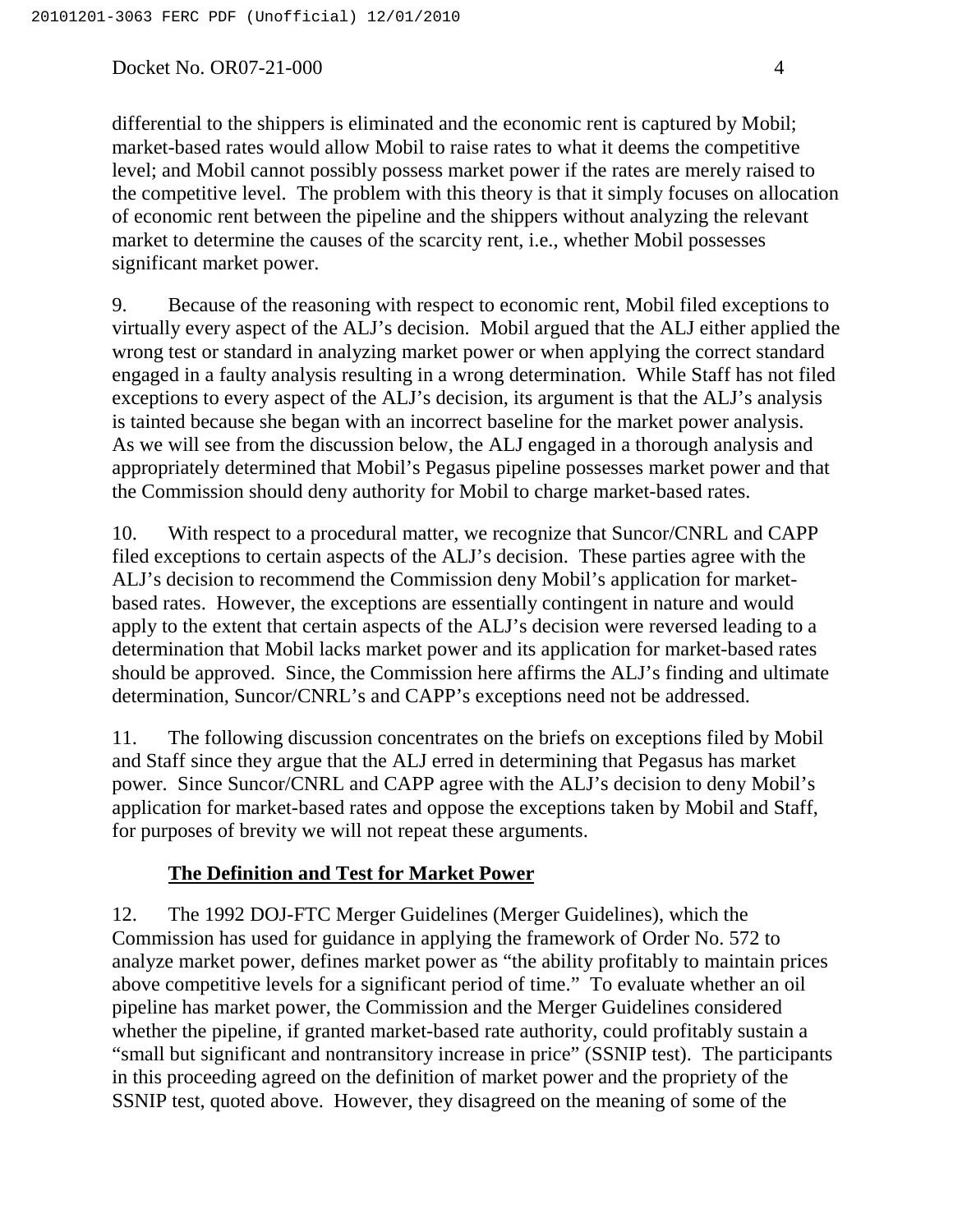differential to the shippers is eliminated and the economic rent is captured by Mobil; market-based rates would allow Mobil to raise rates to what it deems the competitive level; and Mobil cannot possibly possess market power if the rates are merely raised to the competitive level. The problem with this theory is that it simply focuses on allocation of economic rent between the pipeline and the shippers without analyzing the relevant market to determine the causes of the scarcity rent, i.e., whether Mobil possesses significant market power.

9. Because of the reasoning with respect to economic rent, Mobil filed exceptions to virtually every aspect of the ALJ's decision. Mobil argued that the ALJ either applied the wrong test or standard in analyzing market power or when applying the correct standard engaged in a faulty analysis resulting in a wrong determination. While Staff has not filed exceptions to every aspect of the ALJ's decision, its argument is that the ALJ's analysis is tainted because she began with an incorrect baseline for the market power analysis. As we will see from the discussion below, the ALJ engaged in a thorough analysis and appropriately determined that Mobil's Pegasus pipeline possesses market power and that the Commission should deny authority for Mobil to charge market-based rates.

10. With respect to a procedural matter, we recognize that Suncor/CNRL and CAPP filed exceptions to certain aspects of the ALJ's decision. These parties agree with the ALJ's decision to recommend the Commission deny Mobil's application for market-based rates. However, the exceptions are essentially contingent in nature and would apply to the extent that certain aspects of the ALJ's decision were reversed leading to a determination that Mobil lacks market power and its application for market-based rates should be approved. Since, the Commission here affirms the ALJ's finding and ultimate determination, Suncor/CNRL's and CAPP's exceptions need not be addressed.

11. The following discussion concentrates on the briefs on exceptions filed by Mobil and Staff since they argue that the ALJ erred in determining that Pegasus has market power. Since Suncor/CNRL and CAPP agree with the ALJ's decision to deny Mobil's application for market-based rates and oppose the exceptions taken by Mobil and Staff, for purposes of brevity we will not repeat these arguments.

## **The Definition and Test for Market Power**

12. The 1992 DOJ-FTC Merger Guidelines (Merger Guidelines), which the Commission has used for guidance in applying the framework of Order No. 572 to analyze market power, defines market power as "the ability profitably to maintain prices above competitive levels for a significant period of time." To evaluate whether an oil pipeline has market power, the Commission and the Merger Guidelines considered whether the pipeline, if granted market-based rate authority, could profitably sustain a "small but significant and nontransitory increase in price" (SSNIP test). The participants in this proceeding agreed on the definition of market power and the propriety of the SSNIP test, quoted above. However, they disagreed on the meaning of some of the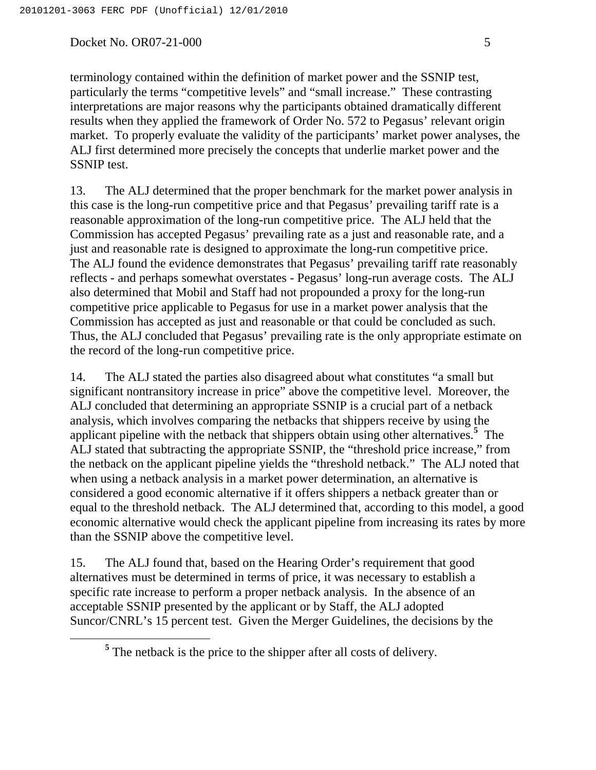terminology contained within the definition of market power and the SSNIP test, particularly the terms "competitive levels" and "small increase." These contrasting interpretations are major reasons why the participants obtained dramatically different results when they applied the framework of Order No. 572 to Pegasus' relevant origin market. To properly evaluate the validity of the participants' market power analyses, the ALJ first determined more precisely the concepts that underlie market power and the SSNIP test.

13. The ALJ determined that the proper benchmark for the market power analysis in this case is the long-run competitive price and that Pegasus' prevailing tariff rate is a reasonable approximation of the long-run competitive price. The ALJ held that the Commission has accepted Pegasus' prevailing rate as a just and reasonable rate, and a just and reasonable rate is designed to approximate the long-run competitive price. The ALJ found the evidence demonstrates that Pegasus' prevailing tariff rate reasonably reflects - and perhaps somewhat overstates - Pegasus' long-run average costs. The ALJ also determined that Mobil and Staff had not propounded a proxy for the long-run competitive price applicable to Pegasus for use in a market power analysis that the Commission has accepted as just and reasonable or that could be concluded as such. Thus, the ALJ concluded that Pegasus' prevailing rate is the only appropriate estimate on the record of the long-run competitive price.

14. The ALJ stated the parties also disagreed about what constitutes "a small but significant nontransitory increase in price" above the competitive level. Moreover, the ALJ concluded that determining an appropriate SSNIP is a crucial part of a netback analysis, which involves comparing the netbacks that shippers receive by using the applicant pipeline with the netback that shippers obtain using other alternatives.[5] The ALJ stated that subtracting the appropriate SSNIP, the "threshold price increase," from the netback on the applicant pipeline yields the "threshold netback." The ALJ noted that when using a netback analysis in a market power determination, an alternative is considered a good economic alternative if it offers shippers a netback greater than or equal to the threshold netback. The ALJ determined that, according to this model, a good economic alternative would check the applicant pipeline from increasing its rates by more than the SSNIP above the competitive level.

15. The ALJ found that, based on the Hearing Order's requirement that good alternatives must be determined in terms of price, it was necessary to establish a specific rate increase to perform a proper netback analysis. In the absence of an acceptable SSNIP presented by the applicant or by Staff, the ALJ adopted Suncor/CNRL's 15 percent test. Given the Merger Guidelines, the decisions by the

[5] The netback is the price to the shipper after all costs of delivery.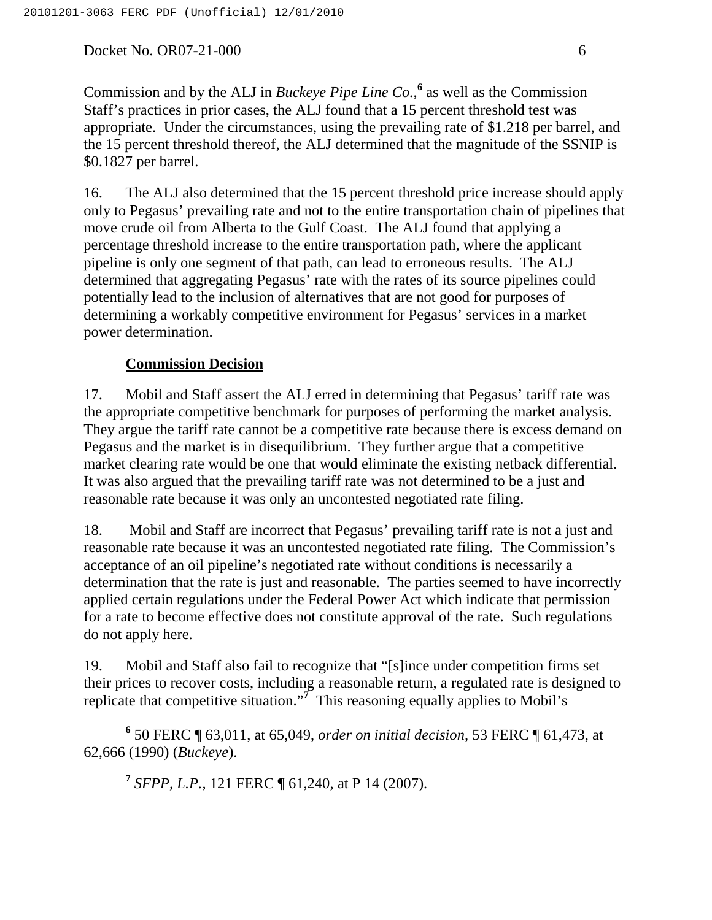Commission and by the ALJ in *Buckeye Pipe Line Co.*,[6] as well as the Commission Staff's practices in prior cases, the ALJ found that a 15 percent threshold test was appropriate. Under the circumstances, using the prevailing rate of $1.218 per barrel, and the 15 percent threshold thereof, the ALJ determined that the magnitude of the SSNIP is $0.1827 per barrel.

16. The ALJ also determined that the 15 percent threshold price increase should apply only to Pegasus' prevailing rate and not to the entire transportation chain of pipelines that move crude oil from Alberta to the Gulf Coast. The ALJ found that applying a percentage threshold increase to the entire transportation path, where the applicant pipeline is only one segment of that path, can lead to erroneous results. The ALJ determined that aggregating Pegasus' rate with the rates of its source pipelines could potentially lead to the inclusion of alternatives that are not good for purposes of determining a workably competitive environment for Pegasus' services in a market power determination.

**Commission Decision**

17. Mobil and Staff assert the ALJ erred in determining that Pegasus' tariff rate was the appropriate competitive benchmark for purposes of performing the market analysis. They argue the tariff rate cannot be a competitive rate because there is excess demand on Pegasus and the market is in disequilibrium. They further argue that a competitive market clearing rate would be one that would eliminate the existing netback differential. It was also argued that the prevailing tariff rate was not determined to be a just and reasonable rate because it was only an uncontested negotiated rate filing.

18. Mobil and Staff are incorrect that Pegasus' prevailing tariff rate is not a just and reasonable rate because it was an uncontested negotiated rate filing. The Commission's acceptance of an oil pipeline's negotiated rate without conditions is necessarily a determination that the rate is just and reasonable. The parties seemed to have incorrectly applied certain regulations under the Federal Power Act which indicate that permission for a rate to become effective does not constitute approval of the rate. Such regulations do not apply here.

19. Mobil and Staff also fail to recognize that "[s]ince under competition firms set their prices to recover costs, including a reasonable return, a regulated rate is designed to replicate that competitive situation."[7] This reasoning equally applies to Mobil's

---

[6] 50 FERC ¶ 63,011, at 65,049, *order on initial decision*, 53 FERC ¶ 61,473, at 62,666 (1990) (*Buckeye*).

[7] *SFPP, L.P.*, 121 FERC ¶ 61,240, at P 14 (2007).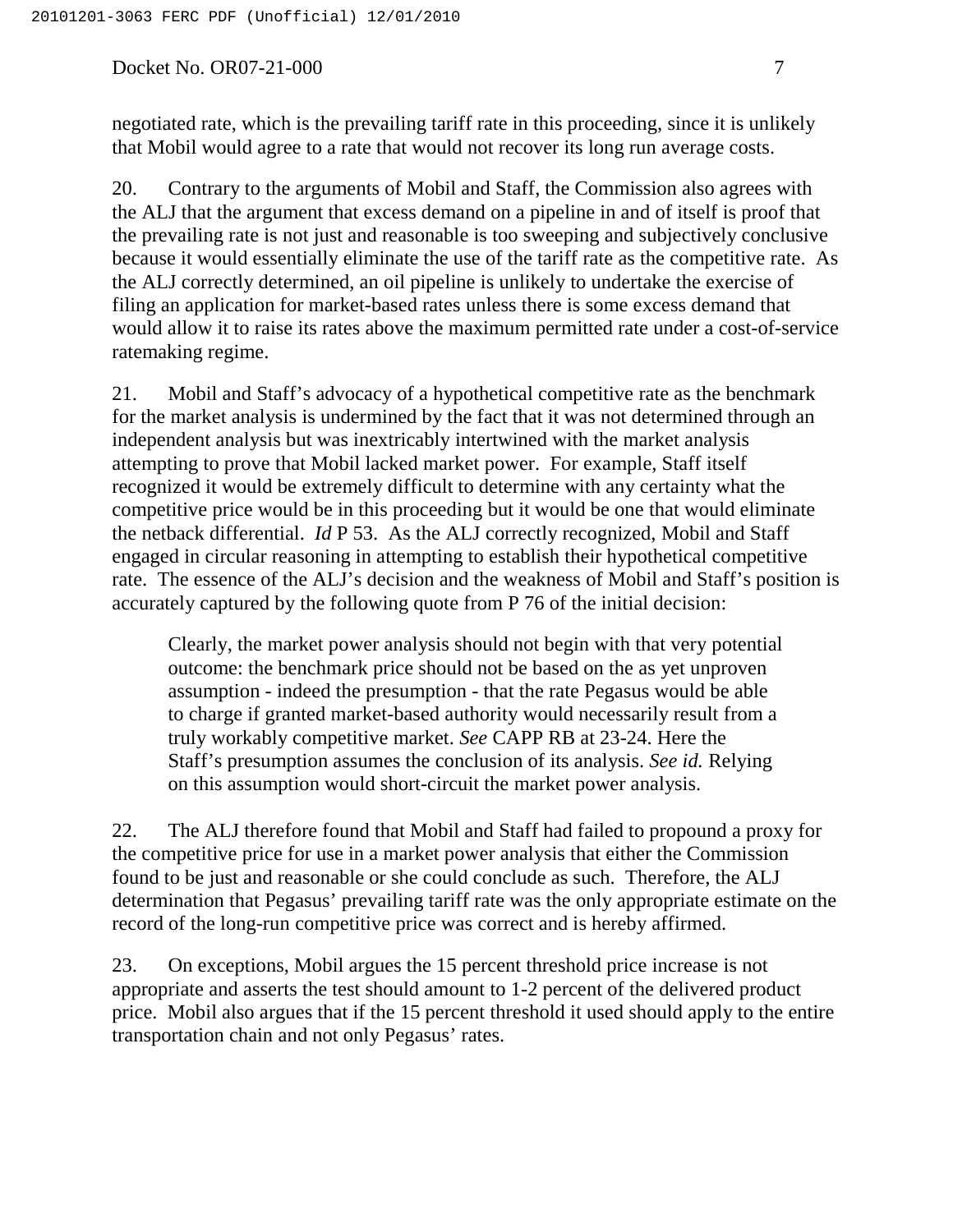negotiated rate, which is the prevailing tariff rate in this proceeding, since it is unlikely that Mobil would agree to a rate that would not recover its long run average costs.

20. Contrary to the arguments of Mobil and Staff, the Commission also agrees with the ALJ that the argument that excess demand on a pipeline in and of itself is proof that the prevailing rate is not just and reasonable is too sweeping and subjectively conclusive because it would essentially eliminate the use of the tariff rate as the competitive rate. As the ALJ correctly determined, an oil pipeline is unlikely to undertake the exercise of filing an application for market-based rates unless there is some excess demand that would allow it to raise its rates above the maximum permitted rate under a cost-of-service ratemaking regime.

21. Mobil and Staff's advocacy of a hypothetical competitive rate as the benchmark for the market analysis is undermined by the fact that it was not determined through an independent analysis but was inextricably intertwined with the market analysis attempting to prove that Mobil lacked market power. For example, Staff itself recognized it would be extremely difficult to determine with any certainty what the competitive price would be in this proceeding but it would be one that would eliminate the netback differential. *Id* P 53. As the ALJ correctly recognized, Mobil and Staff engaged in circular reasoning in attempting to establish their hypothetical competitive rate. The essence of the ALJ's decision and the weakness of Mobil and Staff's position is accurately captured by the following quote from P 76 of the initial decision:

> Clearly, the market power analysis should not begin with that very potential outcome: the benchmark price should not be based on the as yet unproven assumption - indeed the presumption - that the rate Pegasus would be able to charge if granted market-based authority would necessarily result from a truly workably competitive market. *See* CAPP RB at 23-24. Here the Staff's presumption assumes the conclusion of its analysis. *See id.* Relying on this assumption would short-circuit the market power analysis.

22. The ALJ therefore found that Mobil and Staff had failed to propound a proxy for the competitive price for use in a market power analysis that either the Commission found to be just and reasonable or she could conclude as such. Therefore, the ALJ determination that Pegasus' prevailing tariff rate was the only appropriate estimate on the record of the long-run competitive price was correct and is hereby affirmed.

23. On exceptions, Mobil argues the 15 percent threshold price increase is not appropriate and asserts the test should amount to 1-2 percent of the delivered product price. Mobil also argues that if the 15 percent threshold it used should apply to the entire transportation chain and not only Pegasus' rates.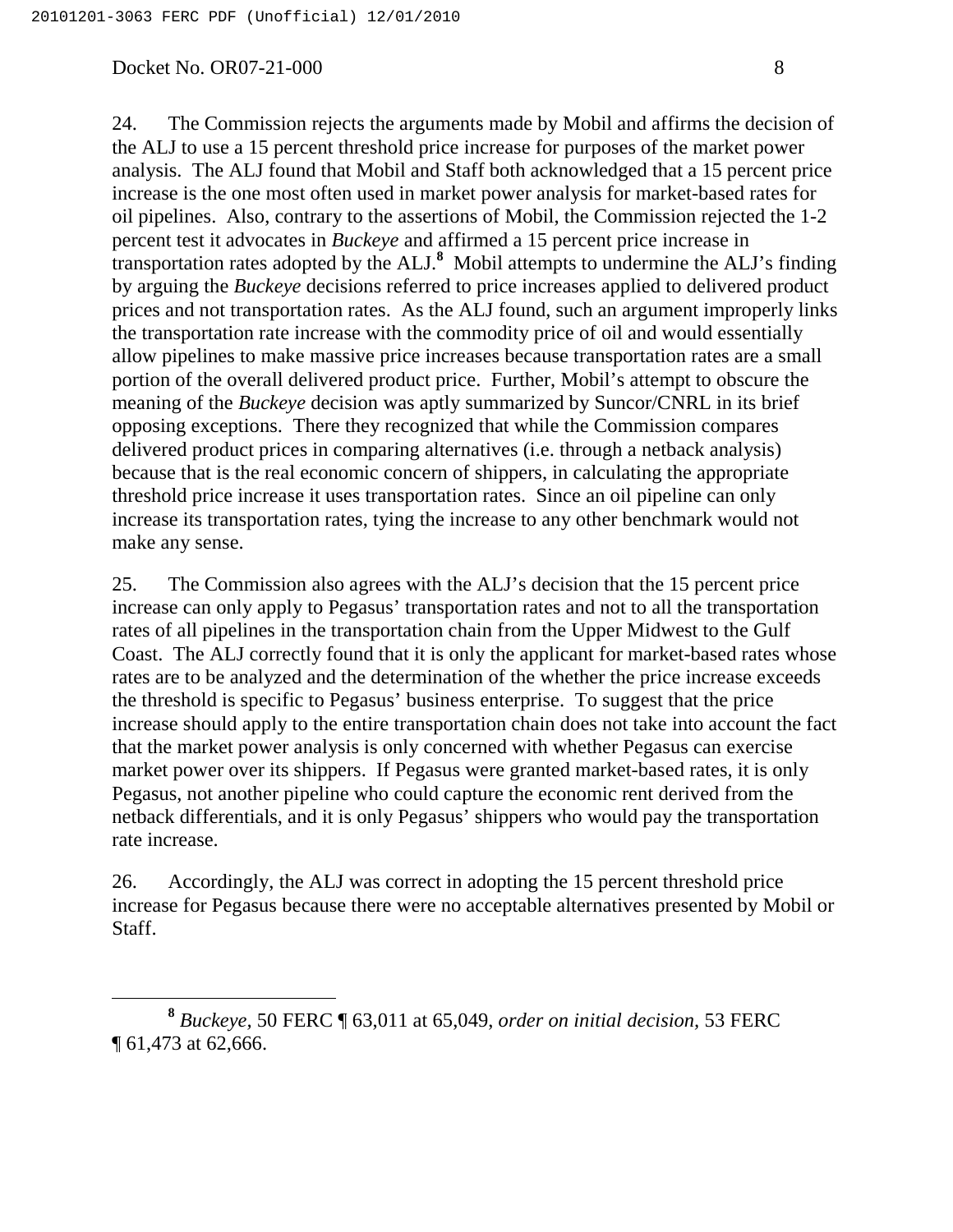24. The Commission rejects the arguments made by Mobil and affirms the decision of the ALJ to use a 15 percent threshold price increase for purposes of the market power analysis. The ALJ found that Mobil and Staff both acknowledged that a 15 percent price increase is the one most often used in market power analysis for market-based rates for oil pipelines. Also, contrary to the assertions of Mobil, the Commission rejected the 1-2 percent test it advocates in *Buckeye* and affirmed a 15 percent price increase in transportation rates adopted by the ALJ.[8] Mobil attempts to undermine the ALJ's finding by arguing the *Buckeye* decisions referred to price increases applied to delivered product prices and not transportation rates. As the ALJ found, such an argument improperly links the transportation rate increase with the commodity price of oil and would essentially allow pipelines to make massive price increases because transportation rates are a small portion of the overall delivered product price. Further, Mobil's attempt to obscure the meaning of the *Buckeye* decision was aptly summarized by Suncor/CNRL in its brief opposing exceptions. There they recognized that while the Commission compares delivered product prices in comparing alternatives (i.e. through a netback analysis) because that is the real economic concern of shippers, in calculating the appropriate threshold price increase it uses transportation rates. Since an oil pipeline can only increase its transportation rates, tying the increase to any other benchmark would not make any sense.

25. The Commission also agrees with the ALJ's decision that the 15 percent price increase can only apply to Pegasus' transportation rates and not to all the transportation rates of all pipelines in the transportation chain from the Upper Midwest to the Gulf Coast. The ALJ correctly found that it is only the applicant for market-based rates whose rates are to be analyzed and the determination of the whether the price increase exceeds the threshold is specific to Pegasus' business enterprise. To suggest that the price increase should apply to the entire transportation chain does not take into account the fact that the market power analysis is only concerned with whether Pegasus can exercise market power over its shippers. If Pegasus were granted market-based rates, it is only Pegasus, not another pipeline who could capture the economic rent derived from the netback differentials, and it is only Pegasus' shippers who would pay the transportation rate increase.

26. Accordingly, the ALJ was correct in adopting the 15 percent threshold price increase for Pegasus because there were no acceptable alternatives presented by Mobil or Staff.

---

[8] *Buckeye,* 50 FERC ¶ 63,011 at 65,049, *order on initial decision,* 53 FERC ¶ 61,473 at 62,666.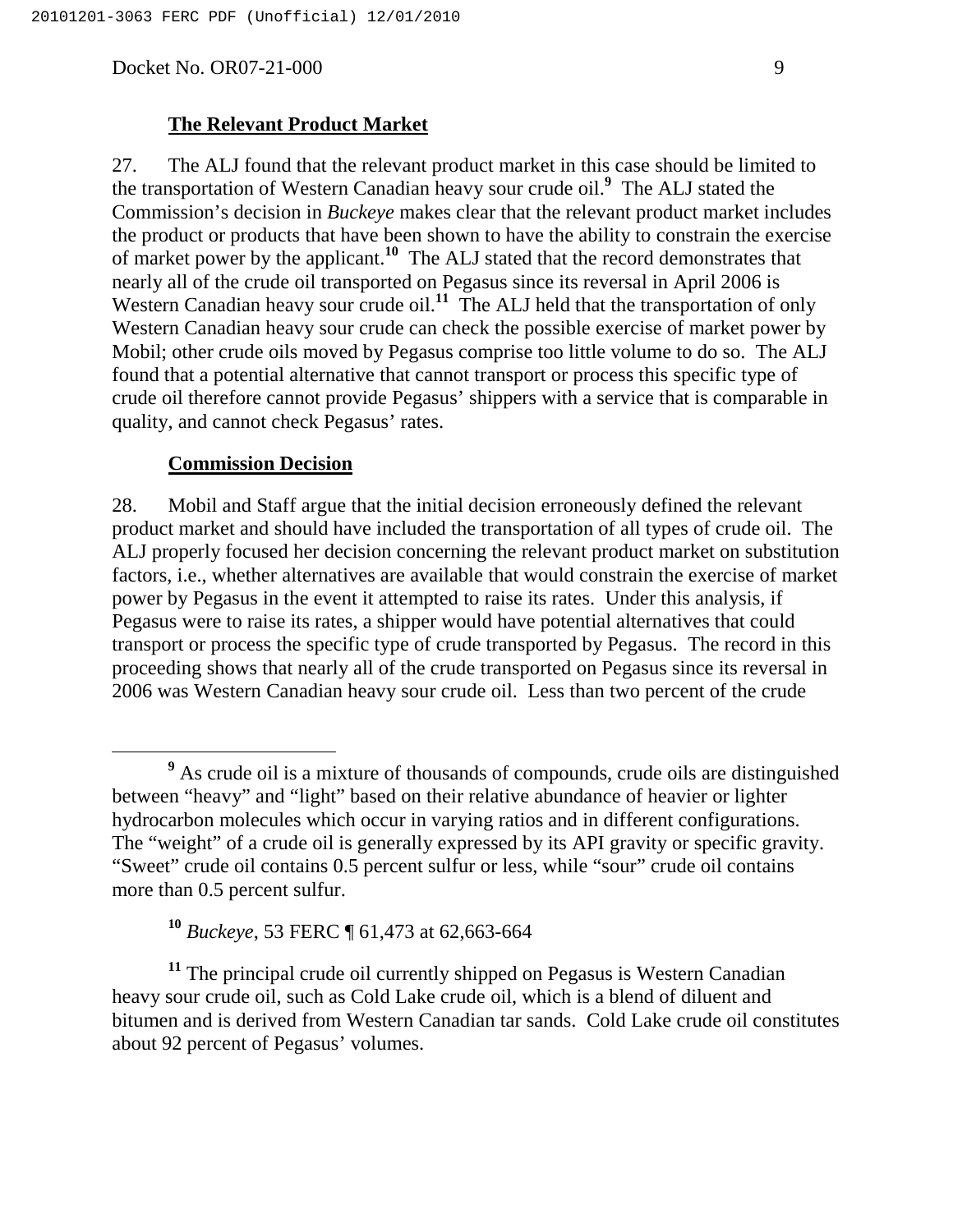**The Relevant Product Market**

27. The ALJ found that the relevant product market in this case should be limited to the transportation of Western Canadian heavy sour crude oil.[9] The ALJ stated the Commission's decision in *Buckeye* makes clear that the relevant product market includes the product or products that have been shown to have the ability to constrain the exercise of market power by the applicant.[10] The ALJ stated that the record demonstrates that nearly all of the crude oil transported on Pegasus since its reversal in April 2006 is Western Canadian heavy sour crude oil.[11] The ALJ held that the transportation of only Western Canadian heavy sour crude can check the possible exercise of market power by Mobil; other crude oils moved by Pegasus comprise too little volume to do so. The ALJ found that a potential alternative that cannot transport or process this specific type of crude oil therefore cannot provide Pegasus' shippers with a service that is comparable in quality, and cannot check Pegasus' rates.

**Commission Decision**

28. Mobil and Staff argue that the initial decision erroneously defined the relevant product market and should have included the transportation of all types of crude oil. The ALJ properly focused her decision concerning the relevant product market on substitution factors, i.e., whether alternatives are available that would constrain the exercise of market power by Pegasus in the event it attempted to raise its rates. Under this analysis, if Pegasus were to raise its rates, a shipper would have potential alternatives that could transport or process the specific type of crude transported by Pegasus. The record in this proceeding shows that nearly all of the crude transported on Pegasus since its reversal in 2006 was Western Canadian heavy sour crude oil. Less than two percent of the crude

---

[9] As crude oil is a mixture of thousands of compounds, crude oils are distinguished between "heavy" and "light" based on their relative abundance of heavier or lighter hydrocarbon molecules which occur in varying ratios and in different configurations. The "weight" of a crude oil is generally expressed by its API gravity or specific gravity. "Sweet" crude oil contains 0.5 percent sulfur or less, while "sour" crude oil contains more than 0.5 percent sulfur.

[10] *Buckeye*, 53 FERC ¶ 61,473 at 62,663-664

[11] The principal crude oil currently shipped on Pegasus is Western Canadian heavy sour crude oil, such as Cold Lake crude oil, which is a blend of diluent and bitumen and is derived from Western Canadian tar sands. Cold Lake crude oil constitutes about 92 percent of Pegasus' volumes.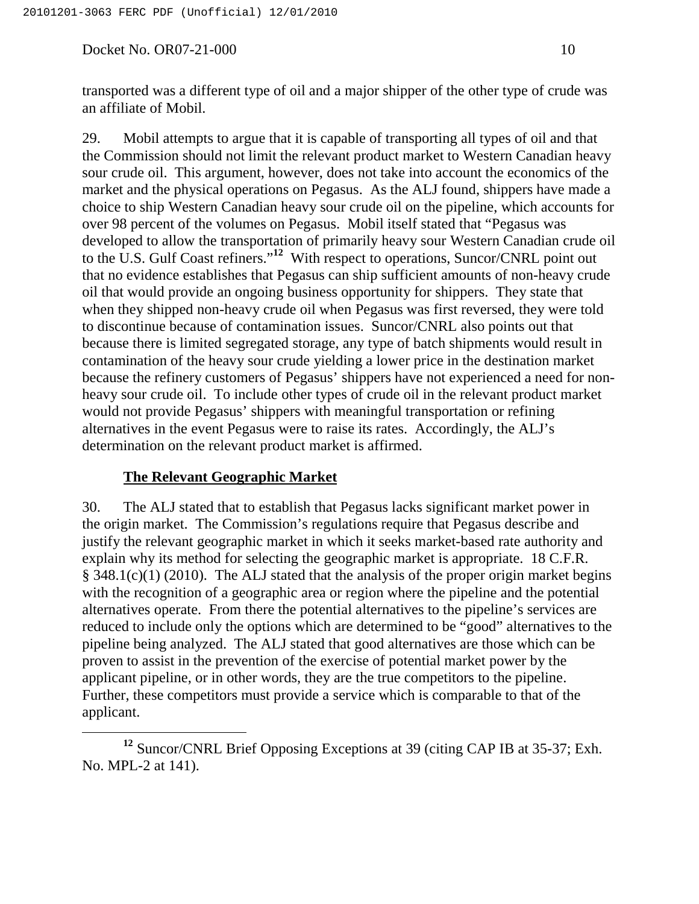transported was a different type of oil and a major shipper of the other type of crude was an affiliate of Mobil.

29. Mobil attempts to argue that it is capable of transporting all types of oil and that the Commission should not limit the relevant product market to Western Canadian heavy sour crude oil. This argument, however, does not take into account the economics of the market and the physical operations on Pegasus. As the ALJ found, shippers have made a choice to ship Western Canadian heavy sour crude oil on the pipeline, which accounts for over 98 percent of the volumes on Pegasus. Mobil itself stated that "Pegasus was developed to allow the transportation of primarily heavy sour Western Canadian crude oil to the U.S. Gulf Coast refiners."[12] With respect to operations, Suncor/CNRL point out that no evidence establishes that Pegasus can ship sufficient amounts of non-heavy crude oil that would provide an ongoing business opportunity for shippers. They state that when they shipped non-heavy crude oil when Pegasus was first reversed, they were told to discontinue because of contamination issues. Suncor/CNRL also points out that because there is limited segregated storage, any type of batch shipments would result in contamination of the heavy sour crude yielding a lower price in the destination market because the refinery customers of Pegasus' shippers have not experienced a need for non-heavy sour crude oil. To include other types of crude oil in the relevant product market would not provide Pegasus' shippers with meaningful transportation or refining alternatives in the event Pegasus were to raise its rates. Accordingly, the ALJ's determination on the relevant product market is affirmed.

## The Relevant Geographic Market

30. The ALJ stated that to establish that Pegasus lacks significant market power in the origin market. The Commission's regulations require that Pegasus describe and justify the relevant geographic market in which it seeks market-based rate authority and explain why its method for selecting the geographic market is appropriate. 18 C.F.R. § 348.1(c)(1) (2010). The ALJ stated that the analysis of the proper origin market begins with the recognition of a geographic area or region where the pipeline and the potential alternatives operate. From there the potential alternatives to the pipeline's services are reduced to include only the options which are determined to be "good" alternatives to the pipeline being analyzed. The ALJ stated that good alternatives are those which can be proven to assist in the prevention of the exercise of potential market power by the applicant pipeline, or in other words, they are the true competitors to the pipeline. Further, these competitors must provide a service which is comparable to that of the applicant.

[12] Suncor/CNRL Brief Opposing Exceptions at 39 (citing CAP IB at 35-37; Exh. No. MPL-2 at 141).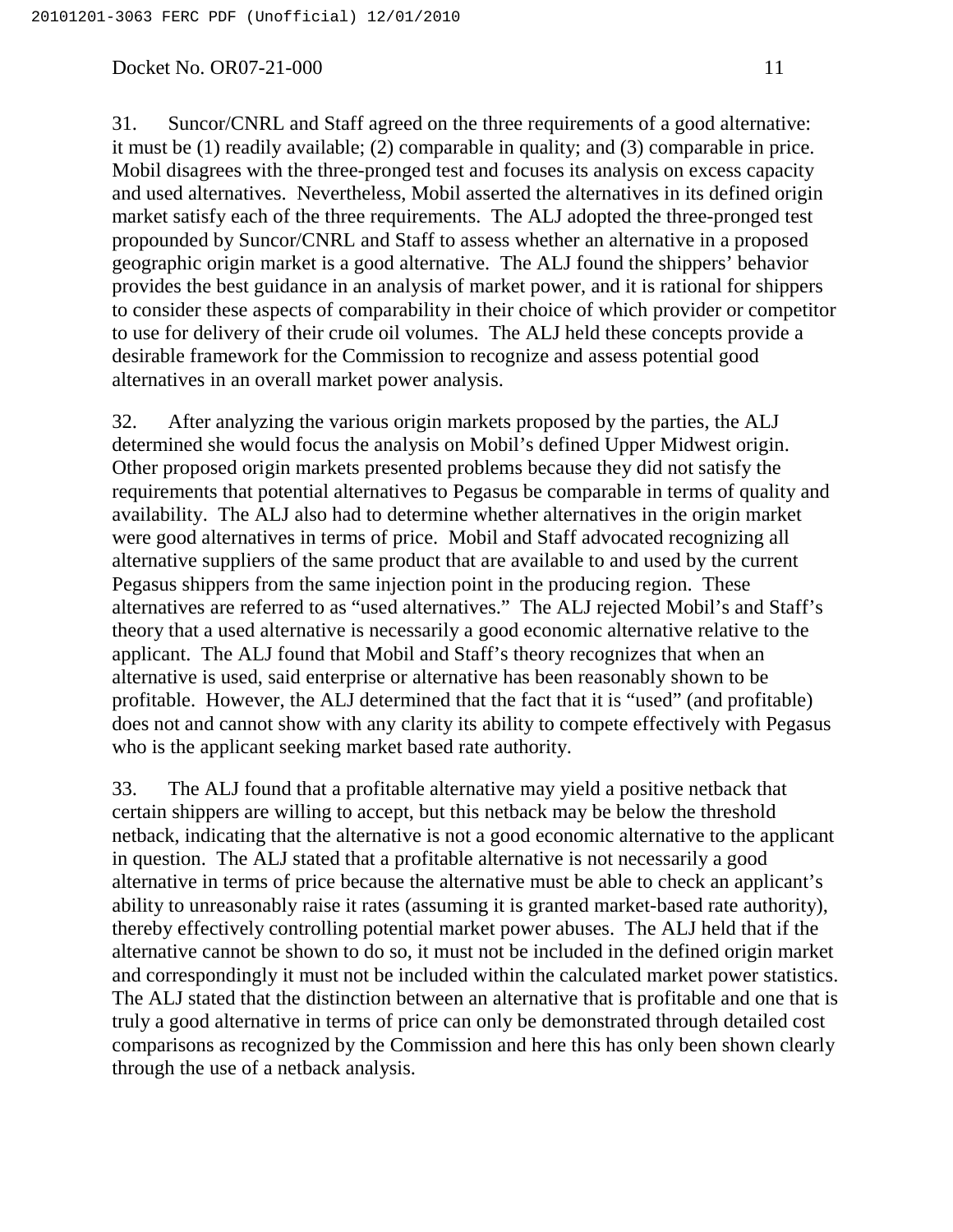31. Suncor/CNRL and Staff agreed on the three requirements of a good alternative: it must be (1) readily available; (2) comparable in quality; and (3) comparable in price. Mobil disagrees with the three-pronged test and focuses its analysis on excess capacity and used alternatives. Nevertheless, Mobil asserted the alternatives in its defined origin market satisfy each of the three requirements. The ALJ adopted the three-pronged test propounded by Suncor/CNRL and Staff to assess whether an alternative in a proposed geographic origin market is a good alternative. The ALJ found the shippers' behavior provides the best guidance in an analysis of market power, and it is rational for shippers to consider these aspects of comparability in their choice of which provider or competitor to use for delivery of their crude oil volumes. The ALJ held these concepts provide a desirable framework for the Commission to recognize and assess potential good alternatives in an overall market power analysis.

32. After analyzing the various origin markets proposed by the parties, the ALJ determined she would focus the analysis on Mobil's defined Upper Midwest origin. Other proposed origin markets presented problems because they did not satisfy the requirements that potential alternatives to Pegasus be comparable in terms of quality and availability. The ALJ also had to determine whether alternatives in the origin market were good alternatives in terms of price. Mobil and Staff advocated recognizing all alternative suppliers of the same product that are available to and used by the current Pegasus shippers from the same injection point in the producing region. These alternatives are referred to as "used alternatives." The ALJ rejected Mobil's and Staff's theory that a used alternative is necessarily a good economic alternative relative to the applicant. The ALJ found that Mobil and Staff's theory recognizes that when an alternative is used, said enterprise or alternative has been reasonably shown to be profitable. However, the ALJ determined that the fact that it is "used" (and profitable) does not and cannot show with any clarity its ability to compete effectively with Pegasus who is the applicant seeking market based rate authority.

33. The ALJ found that a profitable alternative may yield a positive netback that certain shippers are willing to accept, but this netback may be below the threshold netback, indicating that the alternative is not a good economic alternative to the applicant in question. The ALJ stated that a profitable alternative is not necessarily a good alternative in terms of price because the alternative must be able to check an applicant's ability to unreasonably raise it rates (assuming it is granted market-based rate authority), thereby effectively controlling potential market power abuses. The ALJ held that if the alternative cannot be shown to do so, it must not be included in the defined origin market and correspondingly it must not be included within the calculated market power statistics. The ALJ stated that the distinction between an alternative that is profitable and one that is truly a good alternative in terms of price can only be demonstrated through detailed cost comparisons as recognized by the Commission and here this has only been shown clearly through the use of a netback analysis.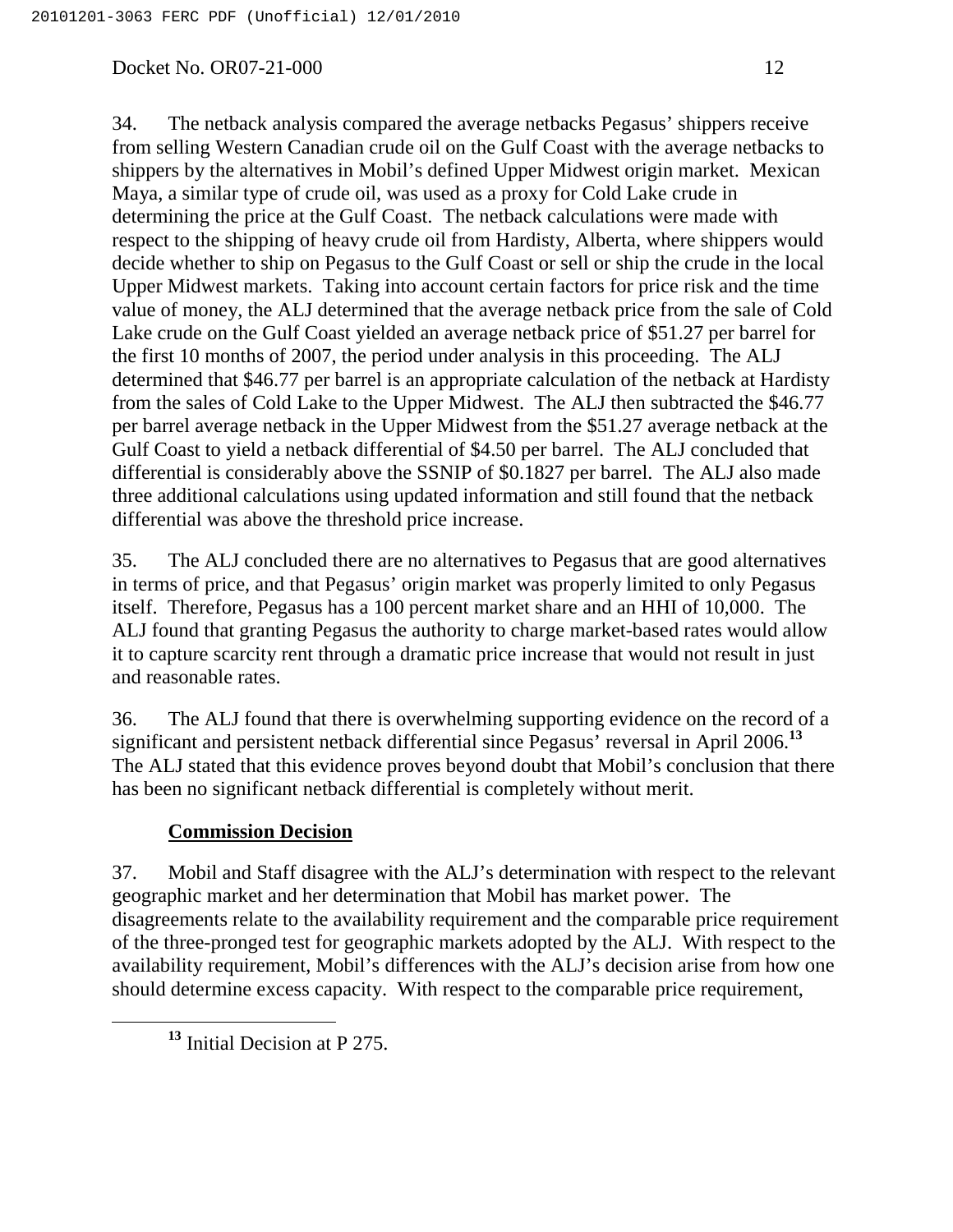34. The netback analysis compared the average netbacks Pegasus' shippers receive from selling Western Canadian crude oil on the Gulf Coast with the average netbacks to shippers by the alternatives in Mobil's defined Upper Midwest origin market. Mexican Maya, a similar type of crude oil, was used as a proxy for Cold Lake crude in determining the price at the Gulf Coast. The netback calculations were made with respect to the shipping of heavy crude oil from Hardisty, Alberta, where shippers would decide whether to ship on Pegasus to the Gulf Coast or sell or ship the crude in the local Upper Midwest markets. Taking into account certain factors for price risk and the time value of money, the ALJ determined that the average netback price from the sale of Cold Lake crude on the Gulf Coast yielded an average netback price of \$51.27 per barrel for the first 10 months of 2007, the period under analysis in this proceeding. The ALJ determined that \$46.77 per barrel is an appropriate calculation of the netback at Hardisty from the sales of Cold Lake to the Upper Midwest. The ALJ then subtracted the \$46.77 per barrel average netback in the Upper Midwest from the \$51.27 average netback at the Gulf Coast to yield a netback differential of \$4.50 per barrel. The ALJ concluded that differential is considerably above the SSNIP of \$0.1827 per barrel. The ALJ also made three additional calculations using updated information and still found that the netback differential was above the threshold price increase.

35. The ALJ concluded there are no alternatives to Pegasus that are good alternatives in terms of price, and that Pegasus' origin market was properly limited to only Pegasus itself. Therefore, Pegasus has a 100 percent market share and an HHI of 10,000. The ALJ found that granting Pegasus the authority to charge market-based rates would allow it to capture scarcity rent through a dramatic price increase that would not result in just and reasonable rates.

36. The ALJ found that there is overwhelming supporting evidence on the record of a significant and persistent netback differential since Pegasus' reversal in April 2006.[13] The ALJ stated that this evidence proves beyond doubt that Mobil's conclusion that there has been no significant netback differential is completely without merit.

## Commission Decision

37. Mobil and Staff disagree with the ALJ's determination with respect to the relevant geographic market and her determination that Mobil has market power. The disagreements relate to the availability requirement and the comparable price requirement of the three-pronged test for geographic markets adopted by the ALJ. With respect to the availability requirement, Mobil's differences with the ALJ's decision arise from how one should determine excess capacity. With respect to the comparable price requirement,

[13] Initial Decision at P 275.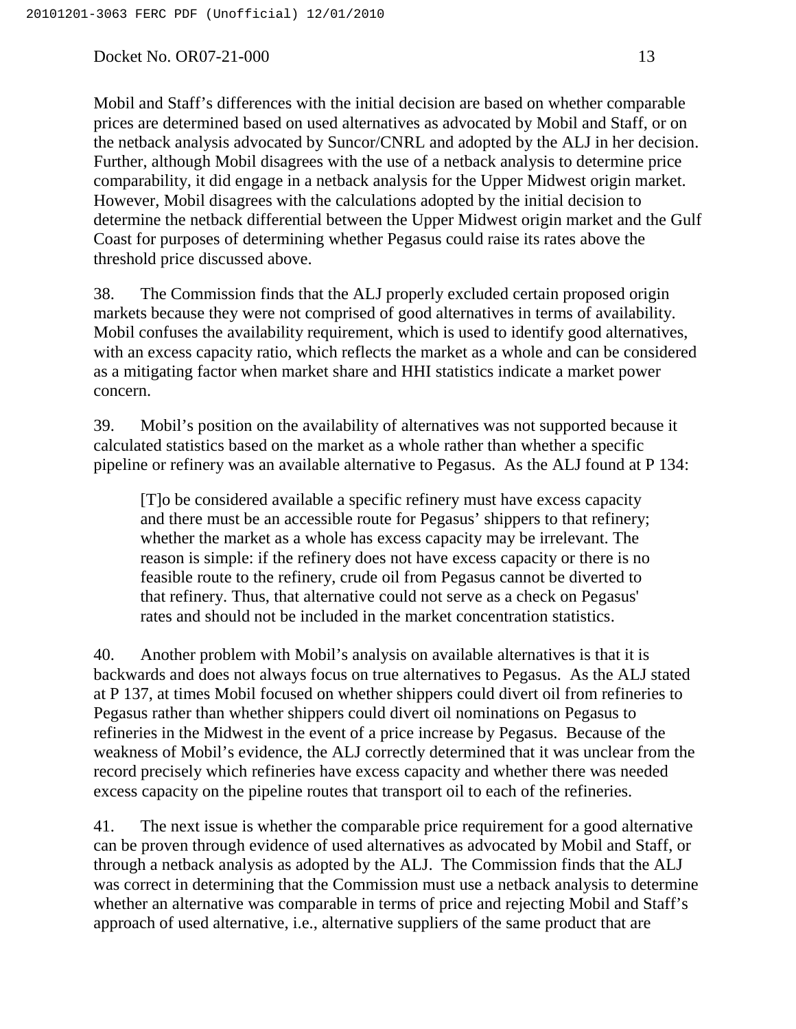Mobil and Staff's differences with the initial decision are based on whether comparable prices are determined based on used alternatives as advocated by Mobil and Staff, or on the netback analysis advocated by Suncor/CNRL and adopted by the ALJ in her decision. Further, although Mobil disagrees with the use of a netback analysis to determine price comparability, it did engage in a netback analysis for the Upper Midwest origin market. However, Mobil disagrees with the calculations adopted by the initial decision to determine the netback differential between the Upper Midwest origin market and the Gulf Coast for purposes of determining whether Pegasus could raise its rates above the threshold price discussed above.

38. The Commission finds that the ALJ properly excluded certain proposed origin markets because they were not comprised of good alternatives in terms of availability. Mobil confuses the availability requirement, which is used to identify good alternatives, with an excess capacity ratio, which reflects the market as a whole and can be considered as a mitigating factor when market share and HHI statistics indicate a market power concern.

39. Mobil's position on the availability of alternatives was not supported because it calculated statistics based on the market as a whole rather than whether a specific pipeline or refinery was an available alternative to Pegasus. As the ALJ found at P 134:

> [T]o be considered available a specific refinery must have excess capacity and there must be an accessible route for Pegasus' shippers to that refinery; whether the market as a whole has excess capacity may be irrelevant. The reason is simple: if the refinery does not have excess capacity or there is no feasible route to the refinery, crude oil from Pegasus cannot be diverted to that refinery. Thus, that alternative could not serve as a check on Pegasus' rates and should not be included in the market concentration statistics.

40. Another problem with Mobil's analysis on available alternatives is that it is backwards and does not always focus on true alternatives to Pegasus. As the ALJ stated at P 137, at times Mobil focused on whether shippers could divert oil from refineries to Pegasus rather than whether shippers could divert oil nominations on Pegasus to refineries in the Midwest in the event of a price increase by Pegasus. Because of the weakness of Mobil's evidence, the ALJ correctly determined that it was unclear from the record precisely which refineries have excess capacity and whether there was needed excess capacity on the pipeline routes that transport oil to each of the refineries.

41. The next issue is whether the comparable price requirement for a good alternative can be proven through evidence of used alternatives as advocated by Mobil and Staff, or through a netback analysis as adopted by the ALJ. The Commission finds that the ALJ was correct in determining that the Commission must use a netback analysis to determine whether an alternative was comparable in terms of price and rejecting Mobil and Staff's approach of used alternative, i.e., alternative suppliers of the same product that are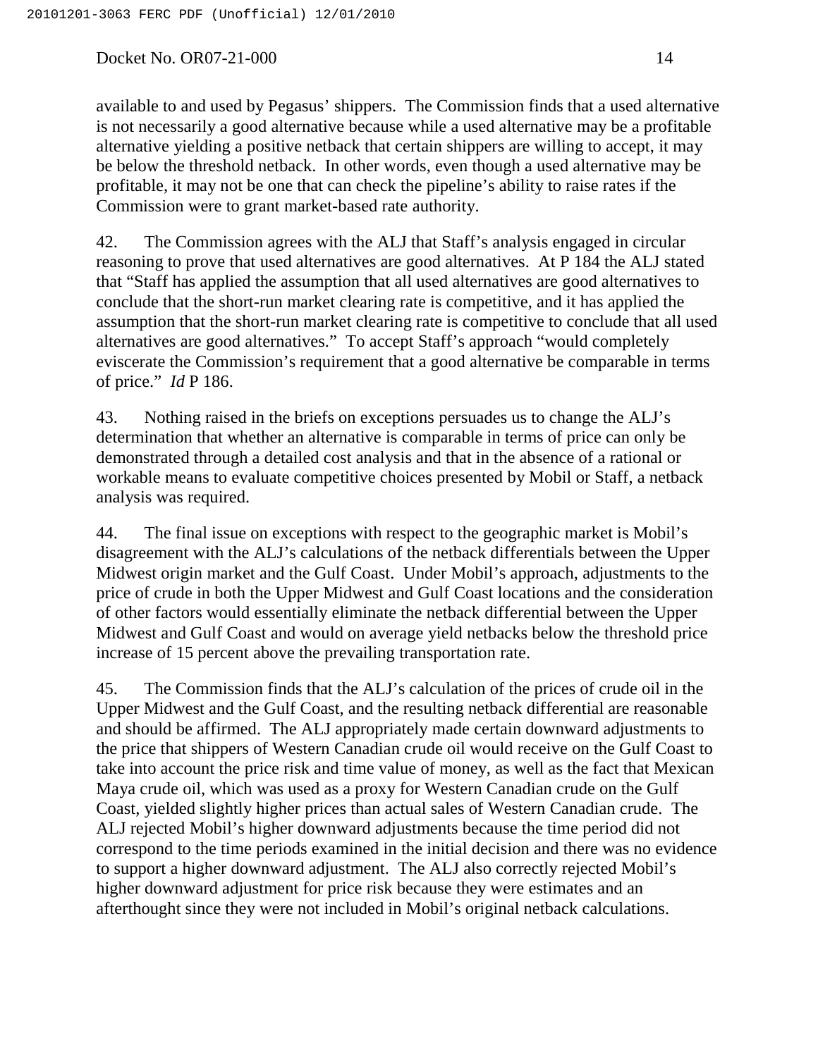available to and used by Pegasus' shippers. The Commission finds that a used alternative is not necessarily a good alternative because while a used alternative may be a profitable alternative yielding a positive netback that certain shippers are willing to accept, it may be below the threshold netback. In other words, even though a used alternative may be profitable, it may not be one that can check the pipeline's ability to raise rates if the Commission were to grant market-based rate authority.

42. The Commission agrees with the ALJ that Staff's analysis engaged in circular reasoning to prove that used alternatives are good alternatives. At P 184 the ALJ stated that "Staff has applied the assumption that all used alternatives are good alternatives to conclude that the short-run market clearing rate is competitive, and it has applied the assumption that the short-run market clearing rate is competitive to conclude that all used alternatives are good alternatives." To accept Staff's approach "would completely eviscerate the Commission's requirement that a good alternative be comparable in terms of price." *Id* P 186.

43. Nothing raised in the briefs on exceptions persuades us to change the ALJ's determination that whether an alternative is comparable in terms of price can only be demonstrated through a detailed cost analysis and that in the absence of a rational or workable means to evaluate competitive choices presented by Mobil or Staff, a netback analysis was required.

44. The final issue on exceptions with respect to the geographic market is Mobil's disagreement with the ALJ's calculations of the netback differentials between the Upper Midwest origin market and the Gulf Coast. Under Mobil's approach, adjustments to the price of crude in both the Upper Midwest and Gulf Coast locations and the consideration of other factors would essentially eliminate the netback differential between the Upper Midwest and Gulf Coast and would on average yield netbacks below the threshold price increase of 15 percent above the prevailing transportation rate.

45. The Commission finds that the ALJ's calculation of the prices of crude oil in the Upper Midwest and the Gulf Coast, and the resulting netback differential are reasonable and should be affirmed. The ALJ appropriately made certain downward adjustments to the price that shippers of Western Canadian crude oil would receive on the Gulf Coast to take into account the price risk and time value of money, as well as the fact that Mexican Maya crude oil, which was used as a proxy for Western Canadian crude on the Gulf Coast, yielded slightly higher prices than actual sales of Western Canadian crude. The ALJ rejected Mobil's higher downward adjustments because the time period did not correspond to the time periods examined in the initial decision and there was no evidence to support a higher downward adjustment. The ALJ also correctly rejected Mobil's higher downward adjustment for price risk because they were estimates and an afterthought since they were not included in Mobil's original netback calculations.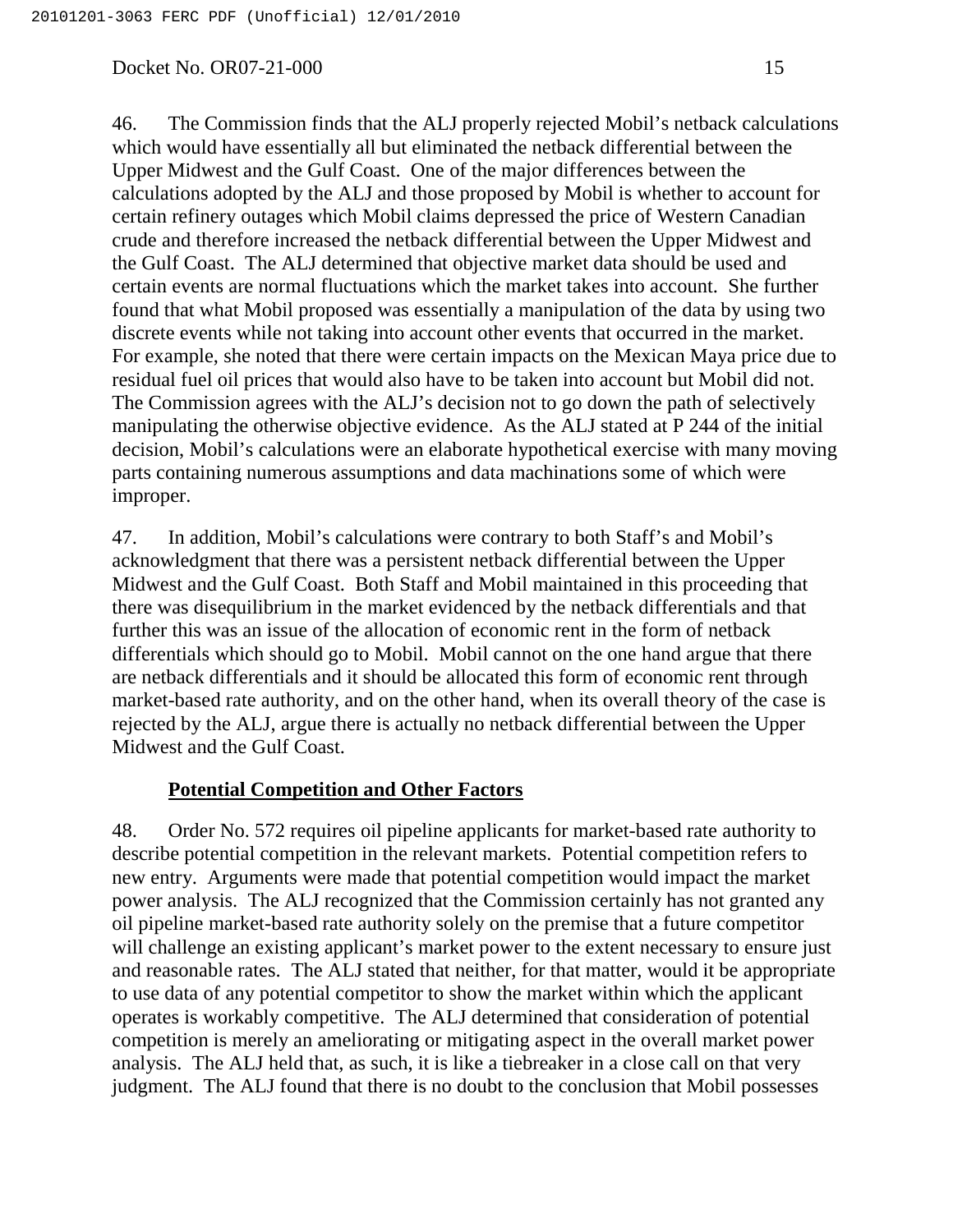46. The Commission finds that the ALJ properly rejected Mobil's netback calculations which would have essentially all but eliminated the netback differential between the Upper Midwest and the Gulf Coast. One of the major differences between the calculations adopted by the ALJ and those proposed by Mobil is whether to account for certain refinery outages which Mobil claims depressed the price of Western Canadian crude and therefore increased the netback differential between the Upper Midwest and the Gulf Coast. The ALJ determined that objective market data should be used and certain events are normal fluctuations which the market takes into account. She further found that what Mobil proposed was essentially a manipulation of the data by using two discrete events while not taking into account other events that occurred in the market. For example, she noted that there were certain impacts on the Mexican Maya price due to residual fuel oil prices that would also have to be taken into account but Mobil did not. The Commission agrees with the ALJ's decision not to go down the path of selectively manipulating the otherwise objective evidence. As the ALJ stated at P 244 of the initial decision, Mobil's calculations were an elaborate hypothetical exercise with many moving parts containing numerous assumptions and data machinations some of which were improper.

47. In addition, Mobil's calculations were contrary to both Staff's and Mobil's acknowledgment that there was a persistent netback differential between the Upper Midwest and the Gulf Coast. Both Staff and Mobil maintained in this proceeding that there was disequilibrium in the market evidenced by the netback differentials and that further this was an issue of the allocation of economic rent in the form of netback differentials which should go to Mobil. Mobil cannot on the one hand argue that there are netback differentials and it should be allocated this form of economic rent through market-based rate authority, and on the other hand, when its overall theory of the case is rejected by the ALJ, argue there is actually no netback differential between the Upper Midwest and the Gulf Coast.

## **Potential Competition and Other Factors**

48. Order No. 572 requires oil pipeline applicants for market-based rate authority to describe potential competition in the relevant markets. Potential competition refers to new entry. Arguments were made that potential competition would impact the market power analysis. The ALJ recognized that the Commission certainly has not granted any oil pipeline market-based rate authority solely on the premise that a future competitor will challenge an existing applicant's market power to the extent necessary to ensure just and reasonable rates. The ALJ stated that neither, for that matter, would it be appropriate to use data of any potential competitor to show the market within which the applicant operates is workably competitive. The ALJ determined that consideration of potential competition is merely an ameliorating or mitigating aspect in the overall market power analysis. The ALJ held that, as such, it is like a tiebreaker in a close call on that very judgment. The ALJ found that there is no doubt to the conclusion that Mobil possesses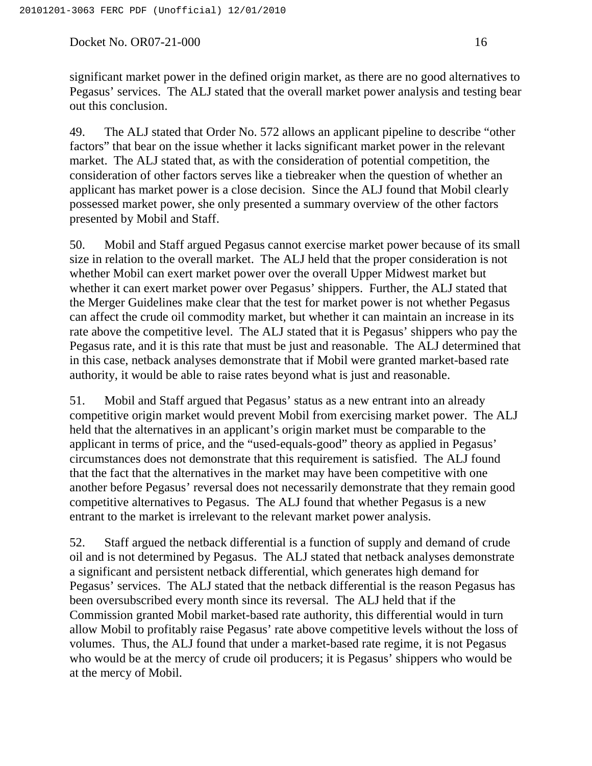significant market power in the defined origin market, as there are no good alternatives to Pegasus' services. The ALJ stated that the overall market power analysis and testing bear out this conclusion.

49. The ALJ stated that Order No. 572 allows an applicant pipeline to describe "other factors" that bear on the issue whether it lacks significant market power in the relevant market. The ALJ stated that, as with the consideration of potential competition, the consideration of other factors serves like a tiebreaker when the question of whether an applicant has market power is a close decision. Since the ALJ found that Mobil clearly possessed market power, she only presented a summary overview of the other factors presented by Mobil and Staff.

50. Mobil and Staff argued Pegasus cannot exercise market power because of its small size in relation to the overall market. The ALJ held that the proper consideration is not whether Mobil can exert market power over the overall Upper Midwest market but whether it can exert market power over Pegasus' shippers. Further, the ALJ stated that the Merger Guidelines make clear that the test for market power is not whether Pegasus can affect the crude oil commodity market, but whether it can maintain an increase in its rate above the competitive level. The ALJ stated that it is Pegasus' shippers who pay the Pegasus rate, and it is this rate that must be just and reasonable. The ALJ determined that in this case, netback analyses demonstrate that if Mobil were granted market-based rate authority, it would be able to raise rates beyond what is just and reasonable.

51. Mobil and Staff argued that Pegasus' status as a new entrant into an already competitive origin market would prevent Mobil from exercising market power. The ALJ held that the alternatives in an applicant's origin market must be comparable to the applicant in terms of price, and the "used-equals-good" theory as applied in Pegasus' circumstances does not demonstrate that this requirement is satisfied. The ALJ found that the fact that the alternatives in the market may have been competitive with one another before Pegasus' reversal does not necessarily demonstrate that they remain good competitive alternatives to Pegasus. The ALJ found that whether Pegasus is a new entrant to the market is irrelevant to the relevant market power analysis.

52. Staff argued the netback differential is a function of supply and demand of crude oil and is not determined by Pegasus. The ALJ stated that netback analyses demonstrate a significant and persistent netback differential, which generates high demand for Pegasus' services. The ALJ stated that the netback differential is the reason Pegasus has been oversubscribed every month since its reversal. The ALJ held that if the Commission granted Mobil market-based rate authority, this differential would in turn allow Mobil to profitably raise Pegasus' rate above competitive levels without the loss of volumes. Thus, the ALJ found that under a market-based rate regime, it is not Pegasus who would be at the mercy of crude oil producers; it is Pegasus' shippers who would be at the mercy of Mobil.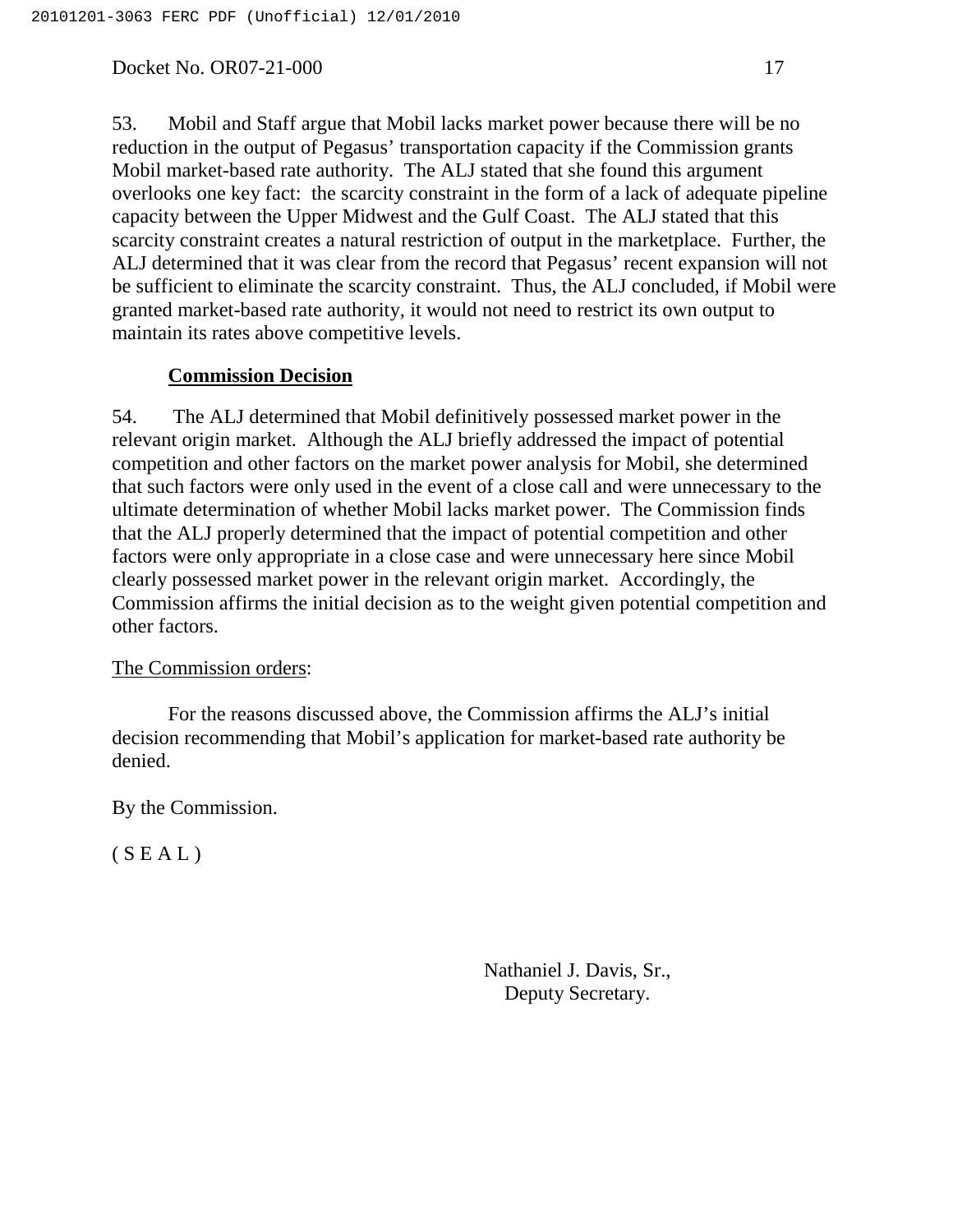53. Mobil and Staff argue that Mobil lacks market power because there will be no reduction in the output of Pegasus' transportation capacity if the Commission grants Mobil market-based rate authority. The ALJ stated that she found this argument overlooks one key fact: the scarcity constraint in the form of a lack of adequate pipeline capacity between the Upper Midwest and the Gulf Coast. The ALJ stated that this scarcity constraint creates a natural restriction of output in the marketplace. Further, the ALJ determined that it was clear from the record that Pegasus' recent expansion will not be sufficient to eliminate the scarcity constraint. Thus, the ALJ concluded, if Mobil were granted market-based rate authority, it would not need to restrict its own output to maintain its rates above competitive levels.

**Commission Decision**

54. The ALJ determined that Mobil definitively possessed market power in the relevant origin market. Although the ALJ briefly addressed the impact of potential competition and other factors on the market power analysis for Mobil, she determined that such factors were only used in the event of a close call and were unnecessary to the ultimate determination of whether Mobil lacks market power. The Commission finds that the ALJ properly determined that the impact of potential competition and other factors were only appropriate in a close case and were unnecessary here since Mobil clearly possessed market power in the relevant origin market. Accordingly, the Commission affirms the initial decision as to the weight given potential competition and other factors.

The Commission orders:

For the reasons discussed above, the Commission affirms the ALJ's initial decision recommending that Mobil's application for market-based rate authority be denied.

By the Commission.

( S E A L )

Nathaniel J. Davis, Sr.,
Deputy Secretary.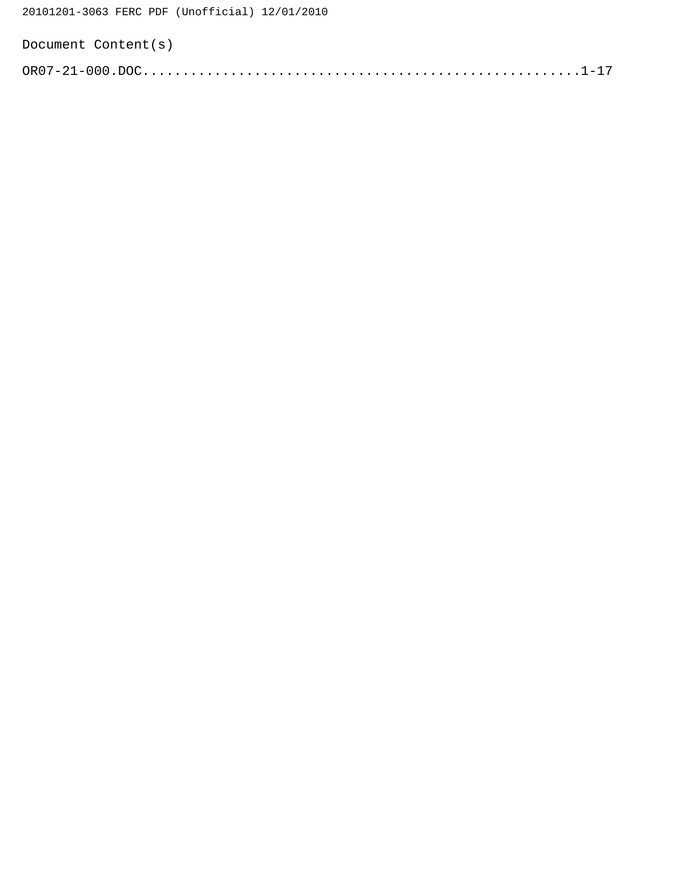Document Content(s)

OR07-21-000.DOC.....................................................1-17